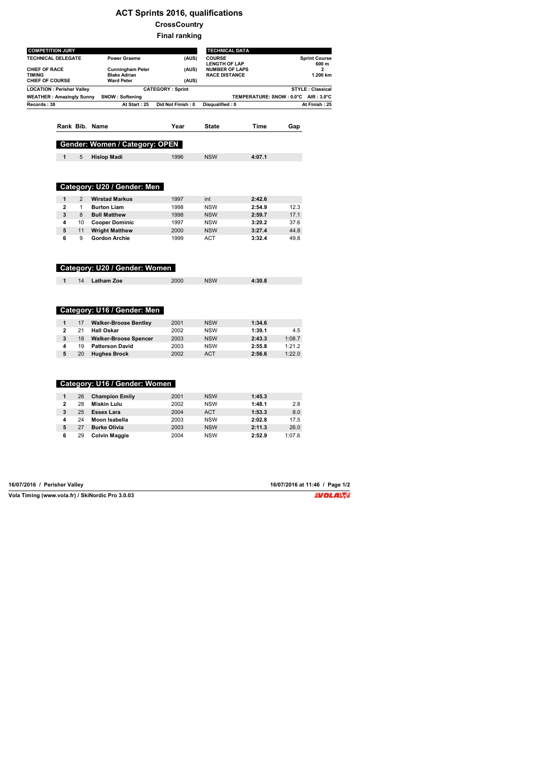# ACT Sprints 2016, qualifications

## CrossCountry

## Final ranking

| COMPETITION JURY | | | TECHNICAL DATA | |
|---|---|---|---|---|
| TECHNICAL DELEGATE | Power Graeme | (AUS) | COURSE | Sprint Course |
| | | | LENGTH OF LAP | 600 m |
| CHIEF OF RACE | Cunningham Peter | (AUS) | NUMBER OF LAPS | 2 |
| TIMING | Blake Adrian | | RACE DISTANCE | 1.200 km |
| CHIEF OF COURSE | Ward Peter | (AUS) | | |

| | | | |
|---|---|---|---|
| LOCATION : Perisher Valley | CATEGORY : Sprint | | STYLE : Classical |
| WEATHER : Amazingly Sunny | SNOW : Softening | TEMPERATURE: SNOW : 0.0°C | AIR : 3.0°C |
| Records : 38 | At Start : 25 | Did Not Finish : 0 | Disqualified : 0 | At Finish : 25 |

### Gender: Women / Category: OPEN

| Rank | Bib. | Name | Year | State | Time | Gap |
|---|---|---|---|---|---|---|
| 1 | 5 | Hislop Madi | 1996 | NSW | 4:07.1 | |

### Category: U20 / Gender: Men

| Rank | Bib. | Name | Year | State | Time | Gap |
|---|---|---|---|---|---|---|
| 1 | 2 | Wirstad Markus | 1997 | int | 2:42.6 | |
| 2 | 1 | Burton Liam | 1998 | NSW | 2:54.9 | 12.3 |
| 3 | 8 | Bull Matthew | 1998 | NSW | 2:59.7 | 17.1 |
| 4 | 10 | Cooper Dominic | 1997 | NSW | 3:20.2 | 37.6 |
| 5 | 11 | Wright Matthew | 2000 | NSW | 3:27.4 | 44.8 |
| 6 | 9 | Gordon Archie | 1999 | ACT | 3:32.4 | 49.8 |

### Category: U20 / Gender: Women

| Rank | Bib. | Name | Year | State | Time | Gap |
|---|---|---|---|---|---|---|
| 1 | 14 | Latham Zoe | 2000 | NSW | 4:30.8 | |

### Category: U16 / Gender: Men

| Rank | Bib. | Name | Year | State | Time | Gap |
|---|---|---|---|---|---|---|
| 1 | 17 | Walker-Broose Bentley | 2001 | NSW | 1:34.6 | |
| 2 | 21 | Hall Oskar | 2002 | NSW | 1:39.1 | 4.5 |
| 3 | 18 | Walker-Broose Spencer | 2003 | NSW | 2:43.3 | 1:08.7 |
| 4 | 19 | Patterson David | 2003 | NSW | 2:55.8 | 1:21.2 |
| 5 | 20 | Hughes Brock | 2002 | ACT | 2:56.6 | 1:22.0 |

### Category: U16 / Gender: Women

| Rank | Bib. | Name | Year | State | Time | Gap |
|---|---|---|---|---|---|---|
| 1 | 26 | Champion Emily | 2001 | NSW | 1:45.3 | |
| 2 | 28 | Miskin Lulu | 2002 | NSW | 1:48.1 | 2.8 |
| 3 | 25 | Essex Lara | 2004 | ACT | 1:53.3 | 8.0 |
| 4 | 24 | Moon Isabella | 2003 | NSW | 2:02.8 | 17.5 |
| 5 | 27 | Burke Olivia | 2003 | NSW | 2:11.3 | 26.0 |
| 6 | 29 | Colvin Maggie | 2004 | NSW | 2:52.9 | 1:07.6 |

16/07/2016 / Perisher Valley — 16/07/2016 at 11:46

Vola Timing (www.vola.fr) / SkiNordic Pro 3.0.03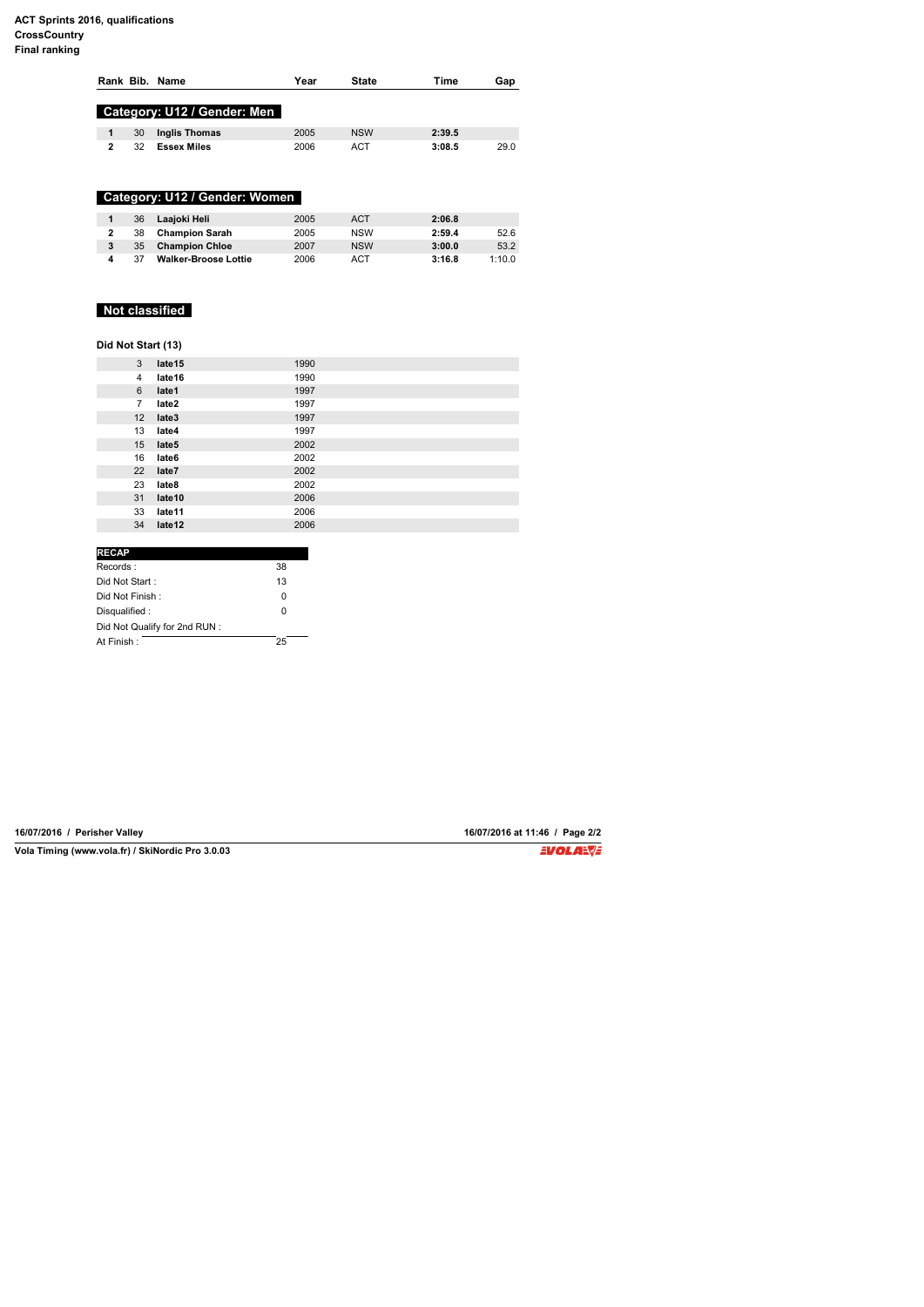**ACT Sprints 2016, qualifications**
**CrossCountry**
**Final ranking**

| Rank | Bib. | Name | Year | State | Time | Gap |
|---|---|---|---|---|---|---|
| **Category: U12 / Gender: Men** | | | | | | |
| 1 | 30 | Inglis Thomas | 2005 | NSW | 2:39.5 | |
| 2 | 32 | Essex Miles | 2006 | ACT | 3:08.5 | 29.0 |
| **Category: U12 / Gender: Women** | | | | | | |
| 1 | 36 | Laajoki Heli | 2005 | ACT | 2:06.8 | |
| 2 | 38 | Champion Sarah | 2005 | NSW | 2:59.4 | 52.6 |
| 3 | 35 | Champion Chloe | 2007 | NSW | 3:00.0 | 53.2 |
| 4 | 37 | Walker-Broose Lottie | 2006 | ACT | 3:16.8 | 1:10.0 |

## Not classified

**Did Not Start (13)**

| Bib. | Name | Year |
|---|---|---|
| 3 | late15 | 1990 |
| 4 | late16 | 1990 |
| 6 | late1 | 1997 |
| 7 | late2 | 1997 |
| 12 | late3 | 1997 |
| 13 | late4 | 1997 |
| 15 | late5 | 2002 |
| 16 | late6 | 2002 |
| 22 | late7 | 2002 |
| 23 | late8 | 2002 |
| 31 | late10 | 2006 |
| 33 | late11 | 2006 |
| 34 | late12 | 2006 |

| RECAP | |
|---|---|
| Records : | 38 |
| Did Not Start : | 13 |
| Did Not Finish : | 0 |
| Disqualified : | 0 |
| Did Not Qualify for 2nd RUN : | |
| At Finish : | 25 |

16/07/2016 / Perisher Valley

16/07/2016 at 11:46

Vola Timing (www.vola.fr) / SkiNordic Pro 3.0.03